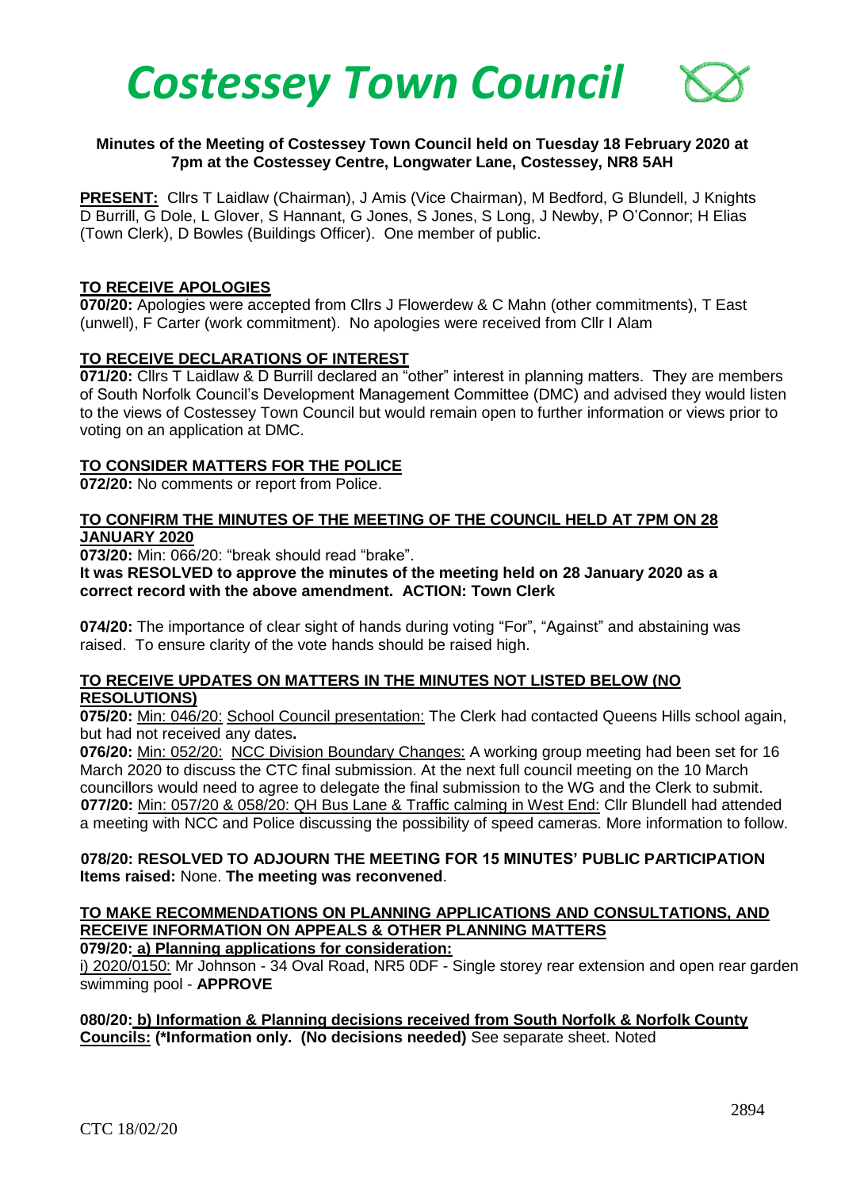# Costessey Town Council

**Minutes of the Meeting of Costessey Town Council held on Tuesday 18 February 2020 at 7pm at the Costessey Centre, Longwater Lane, Costessey, NR8 5AH**

**PRESENT:** Cllrs T Laidlaw (Chairman), J Amis (Vice Chairman), M Bedford, G Blundell, J Knights D Burrill, G Dole, L Glover, S Hannant, G Jones, S Jones, S Long, J Newby, P O'Connor; H Elias (Town Clerk), D Bowles (Buildings Officer). One member of public.

## TO RECEIVE APOLOGIES

**070/20:** Apologies were accepted from Cllrs J Flowerdew & C Mahn (other commitments), T East (unwell), F Carter (work commitment). No apologies were received from Cllr I Alam

## TO RECEIVE DECLARATIONS OF INTEREST

**071/20:** Cllrs T Laidlaw & D Burrill declared an "other" interest in planning matters. They are members of South Norfolk Council's Development Management Committee (DMC) and advised they would listen to the views of Costessey Town Council but would remain open to further information or views prior to voting on an application at DMC.

## TO CONSIDER MATTERS FOR THE POLICE

**072/20:** No comments or report from Police.

## TO CONFIRM THE MINUTES OF THE MEETING OF THE COUNCIL HELD AT 7PM ON 28 JANUARY 2020

**073/20:** Min: 066/20: "break should read "brake".

**It was RESOLVED to approve the minutes of the meeting held on 28 January 2020 as a correct record with the above amendment. ACTION: Town Clerk**

**074/20:** The importance of clear sight of hands during voting "For", "Against" and abstaining was raised. To ensure clarity of the vote hands should be raised high.

## TO RECEIVE UPDATES ON MATTERS IN THE MINUTES NOT LISTED BELOW (NO RESOLUTIONS)

**075/20:** Min: 046/20: School Council presentation: The Clerk had contacted Queens Hills school again, but had not received any dates**.**

**076/20:** Min: 052/20: NCC Division Boundary Changes: A working group meeting had been set for 16 March 2020 to discuss the CTC final submission. At the next full council meeting on the 10 March councillors would need to agree to delegate the final submission to the WG and the Clerk to submit.

**077/20:** Min: 057/20 & 058/20: QH Bus Lane & Traffic calming in West End: Cllr Blundell had attended a meeting with NCC and Police discussing the possibility of speed cameras. More information to follow.

**078/20: RESOLVED TO ADJOURN THE MEETING FOR 15 MINUTES' PUBLIC PARTICIPATION Items raised:** None. **The meeting was reconvened**.

## TO MAKE RECOMMENDATIONS ON PLANNING APPLICATIONS AND CONSULTATIONS, AND RECEIVE INFORMATION ON APPEALS & OTHER PLANNING MATTERS

**079/20: a) Planning applications for consideration:**

i) 2020/0150: Mr Johnson - 34 Oval Road, NR5 0DF - Single storey rear extension and open rear garden swimming pool - **APPROVE**

**080/20: b) Information & Planning decisions received from South Norfolk & Norfolk County Councils: (\*Information only. (No decisions needed)** See separate sheet. Noted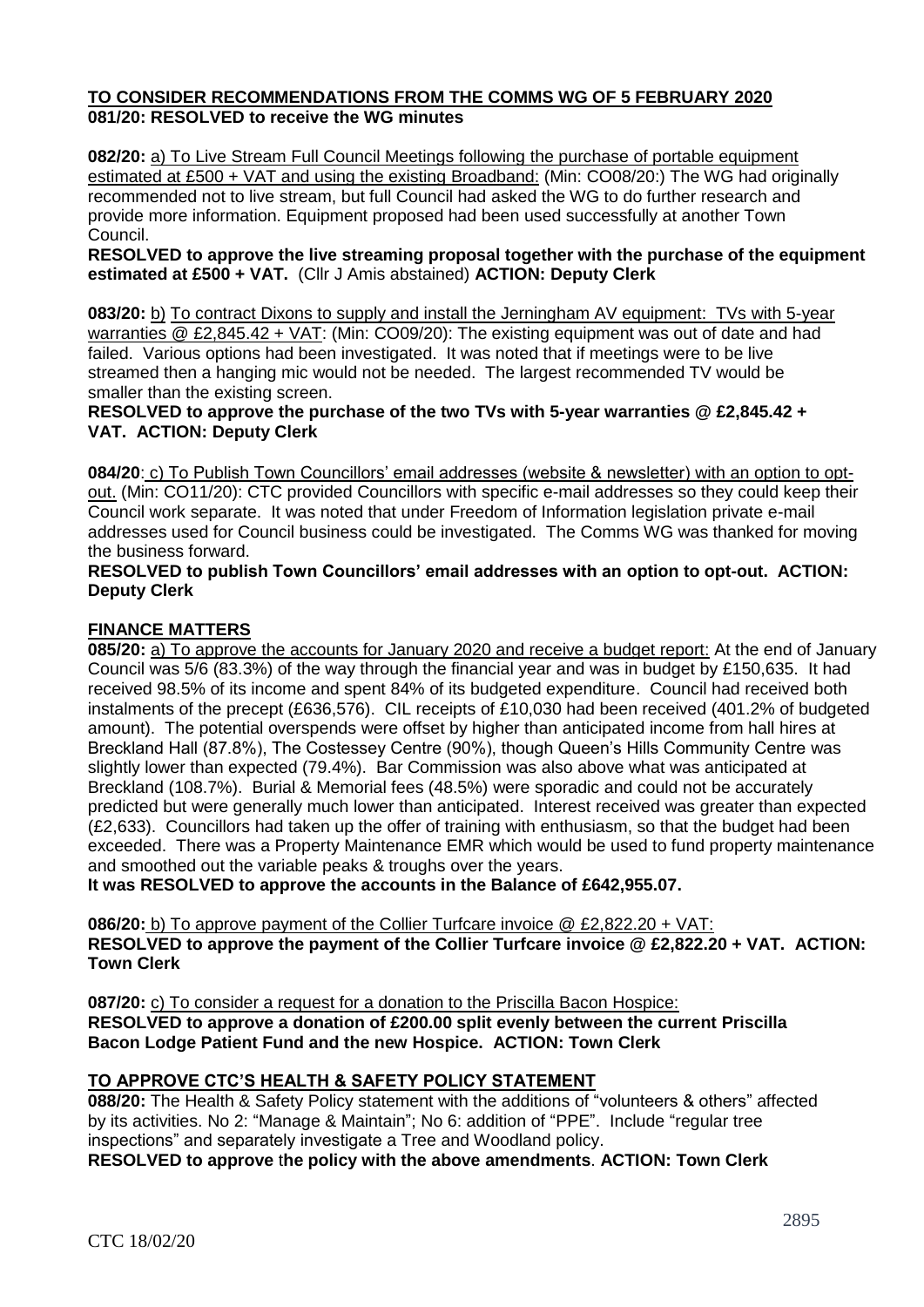## TO CONSIDER RECOMMENDATIONS FROM THE COMMS WG OF 5 FEBRUARY 2020

**081/20: RESOLVED to receive the WG minutes**

**082/20:** a) To Live Stream Full Council Meetings following the purchase of portable equipment estimated at £500 + VAT and using the existing Broadband: (Min: CO08/20:) The WG had originally recommended not to live stream, but full Council had asked the WG to do further research and provide more information. Equipment proposed had been used successfully at another Town Council.

**RESOLVED to approve the live streaming proposal together with the purchase of the equipment estimated at £500 + VAT.** (Cllr J Amis abstained) **ACTION: Deputy Clerk**

**083/20:** b) To contract Dixons to supply and install the Jerningham AV equipment: TVs with 5-year warranties @ £2,845.42 + VAT: (Min: CO09/20): The existing equipment was out of date and had failed. Various options had been investigated. It was noted that if meetings were to be live streamed then a hanging mic would not be needed. The largest recommended TV would be smaller than the existing screen.

**RESOLVED to approve the purchase of the two TVs with 5-year warranties @ £2,845.42 + VAT. ACTION: Deputy Clerk**

**084/20**: c) To Publish Town Councillors' email addresses (website & newsletter) with an option to opt-out. (Min: CO11/20): CTC provided Councillors with specific e-mail addresses so they could keep their Council work separate. It was noted that under Freedom of Information legislation private e-mail addresses used for Council business could be investigated. The Comms WG was thanked for moving the business forward.

**RESOLVED to publish Town Councillors' email addresses with an option to opt-out. ACTION: Deputy Clerk**

## FINANCE MATTERS

**085/20:** a) To approve the accounts for January 2020 and receive a budget report: At the end of January Council was 5/6 (83.3%) of the way through the financial year and was in budget by £150,635. It had received 98.5% of its income and spent 84% of its budgeted expenditure. Council had received both instalments of the precept (£636,576). CIL receipts of £10,030 had been received (401.2% of budgeted amount). The potential overspends were offset by higher than anticipated income from hall hires at Breckland Hall (87.8%), The Costessey Centre (90%), though Queen's Hills Community Centre was slightly lower than expected (79.4%). Bar Commission was also above what was anticipated at Breckland (108.7%). Burial & Memorial fees (48.5%) were sporadic and could not be accurately predicted but were generally much lower than anticipated. Interest received was greater than expected (£2,633). Councillors had taken up the offer of training with enthusiasm, so that the budget had been exceeded. There was a Property Maintenance EMR which would be used to fund property maintenance and smoothed out the variable peaks & troughs over the years.

**It was RESOLVED to approve the accounts in the Balance of £642,955.07.**

**086/20:** b) To approve payment of the Collier Turfcare invoice @ £2,822.20 + VAT:

**RESOLVED to approve the payment of the Collier Turfcare invoice @ £2,822.20 + VAT. ACTION: Town Clerk**

**087/20:** c) To consider a request for a donation to the Priscilla Bacon Hospice:

**RESOLVED to approve a donation of £200.00 split evenly between the current Priscilla Bacon Lodge Patient Fund and the new Hospice. ACTION: Town Clerk**

## TO APPROVE CTC'S HEALTH & SAFETY POLICY STATEMENT

**088/20:** The Health & Safety Policy statement with the additions of "volunteers & others" affected by its activities. No 2: "Manage & Maintain"; No 6: addition of "PPE". Include "regular tree inspections" and separately investigate a Tree and Woodland policy.

**RESOLVED to approve the policy with the above amendments**. **ACTION: Town Clerk**

CTC 18/02/20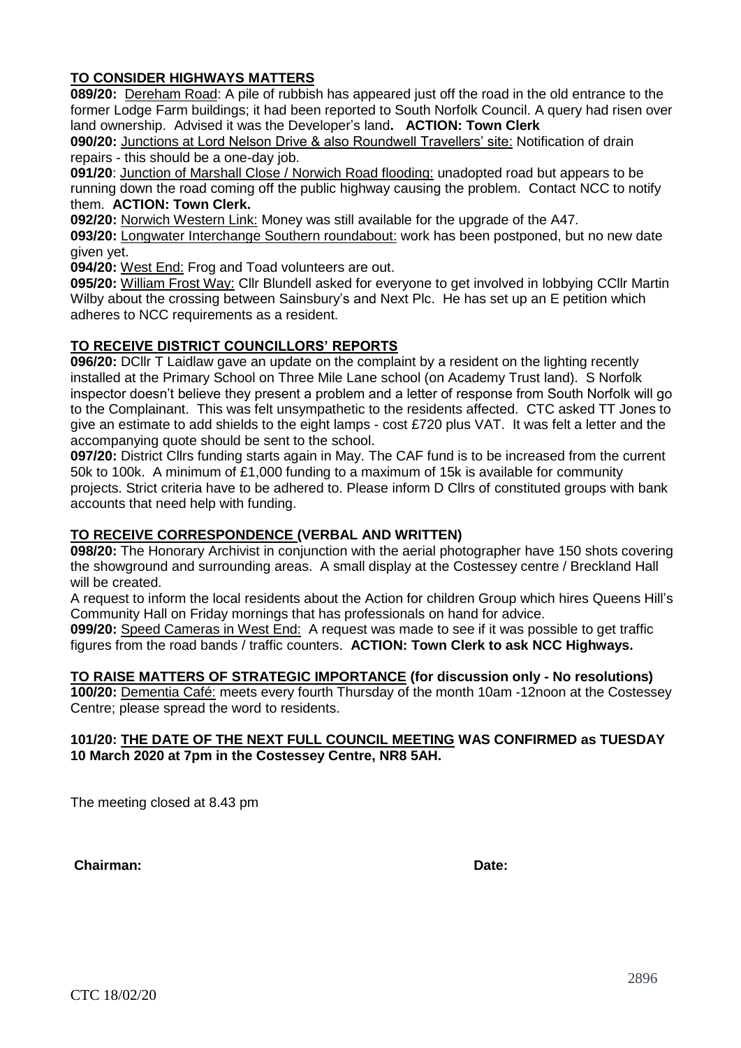## TO CONSIDER HIGHWAYS MATTERS

**089/20:** Dereham Road: A pile of rubbish has appeared just off the road in the old entrance to the former Lodge Farm buildings; it had been reported to South Norfolk Council. A query had risen over land ownership. Advised it was the Developer's land**. ACTION: Town Clerk**

**090/20:** Junctions at Lord Nelson Drive & also Roundwell Travellers' site: Notification of drain repairs - this should be a one-day job.

**091/20**: Junction of Marshall Close / Norwich Road flooding: unadopted road but appears to be running down the road coming off the public highway causing the problem. Contact NCC to notify them. **ACTION: Town Clerk.**

**092/20:** Norwich Western Link: Money was still available for the upgrade of the A47.

**093/20:** Longwater Interchange Southern roundabout: work has been postponed, but no new date given yet.

**094/20:** West End: Frog and Toad volunteers are out.

**095/20:** William Frost Way: Cllr Blundell asked for everyone to get involved in lobbying CCllr Martin Wilby about the crossing between Sainsbury's and Next Plc. He has set up an E petition which adheres to NCC requirements as a resident.

## TO RECEIVE DISTRICT COUNCILLORS' REPORTS

**096/20:** DCllr T Laidlaw gave an update on the complaint by a resident on the lighting recently installed at the Primary School on Three Mile Lane school (on Academy Trust land). S Norfolk inspector doesn't believe they present a problem and a letter of response from South Norfolk will go to the Complainant. This was felt unsympathetic to the residents affected. CTC asked TT Jones to give an estimate to add shields to the eight lamps - cost £720 plus VAT. It was felt a letter and the accompanying quote should be sent to the school.

**097/20:** District Cllrs funding starts again in May. The CAF fund is to be increased from the current 50k to 100k. A minimum of £1,000 funding to a maximum of 15k is available for community projects. Strict criteria have to be adhered to. Please inform D Cllrs of constituted groups with bank accounts that need help with funding.

## TO RECEIVE CORRESPONDENCE (VERBAL AND WRITTEN)

**098/20:** The Honorary Archivist in conjunction with the aerial photographer have 150 shots covering the showground and surrounding areas. A small display at the Costessey centre / Breckland Hall will be created.

A request to inform the local residents about the Action for children Group which hires Queens Hill's Community Hall on Friday mornings that has professionals on hand for advice.

**099/20:** Speed Cameras in West End: A request was made to see if it was possible to get traffic figures from the road bands / traffic counters. **ACTION: Town Clerk to ask NCC Highways.**

## TO RAISE MATTERS OF STRATEGIC IMPORTANCE (for discussion only - No resolutions)

**100/20:** Dementia Café: meets every fourth Thursday of the month 10am -12noon at the Costessey Centre; please spread the word to residents.

**101/20: THE DATE OF THE NEXT FULL COUNCIL MEETING WAS CONFIRMED as TUESDAY 10 March 2020 at 7pm in the Costessey Centre, NR8 5AH.**

The meeting closed at 8.43 pm

**Chairman:** **Date:**

2896

CTC 18/02/20